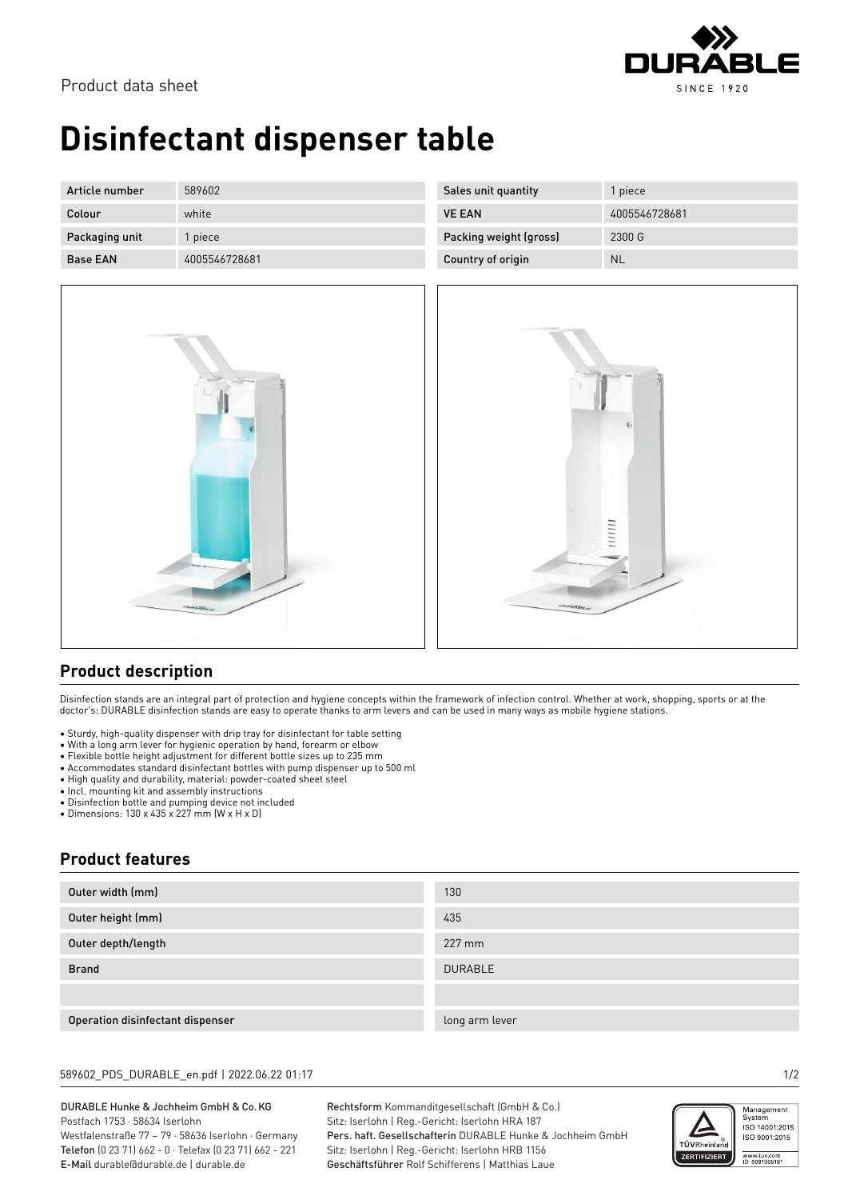Product data sheet

# Disinfectant dispenser table

| Article number | 589602 | Sales unit quantity | 1 piece |
|---|---|---|---|
| Colour | white | VE EAN | 4005546728681 |
| Packaging unit | 1 piece | Packing weight (gross) | 2300 G |
| Base EAN | 4005546728681 | Country of origin | NL |

## Product description

Disinfection stands are an integral part of protection and hygiene concepts within the framework of infection control. Whether at work, shopping, sports or at the doctor's: DURABLE disinfection stands are easy to operate thanks to arm levers and can be used in many ways as mobile hygiene stations.

- Sturdy, high-quality dispenser with drip tray for disinfectant for table setting
- With a long arm lever for hygienic operation by hand, forearm or elbow
- Flexible bottle height adjustment for different bottle sizes up to 235 mm
- Accommodates standard disinfectant bottles with pump dispenser up to 500 ml
- High quality and durability, material: powder-coated sheet steel
- Incl. mounting kit and assembly instructions
- Disinfection bottle and pumping device not included
- Dimensions: 130 x 435 x 227 mm (W x H x D)

## Product features

| | |
|---|---|
| Outer width (mm) | 130 |
| Outer height (mm) | 435 |
| Outer depth/length | 227 mm |
| Brand | DURABLE |
| | |
| Operation disinfectant dispenser | long arm lever |

589602_PDS_DURABLE_en.pdf | 2022.06.22 01:17

DURABLE Hunke & Jochheim GmbH & Co.KG
Postfach 1753 · 58634 Iserlohn
Westfalenstraße 77 – 79 · 58636 Iserlohn · Germany
Telefon (0 23 71) 662 - 0 · Telefax (0 23 71) 662 - 221
E-Mail durable@durable.de | durable.de

Rechtsform Kommanditgesellschaft (GmbH & Co.)
Sitz: Iserlohn | Reg.-Gericht: Iserlohn HRA 187
Pers. haft. Gesellschafterin DURABLE Hunke & Jochheim GmbH
Sitz: Iserlohn | Reg.-Gericht: Iserlohn HRB 1156
Geschäftsführer Rolf Schifferens | Matthias Laue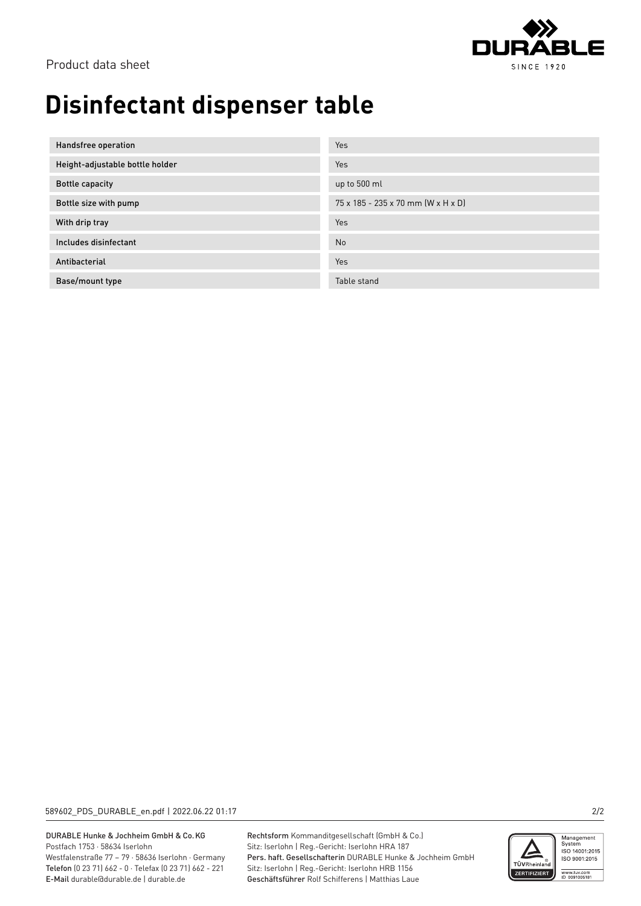# Disinfectant dispenser table

| | |
|---|---|
| Handsfree operation | Yes |
| Height-adjustable bottle holder | Yes |
| Bottle capacity | up to 500 ml |
| Bottle size with pump | 75 x 185 - 235 x 70 mm (W x H x D) |
| With drip tray | Yes |
| Includes disinfectant | No |
| Antibacterial | Yes |
| Base/mount type | Table stand |